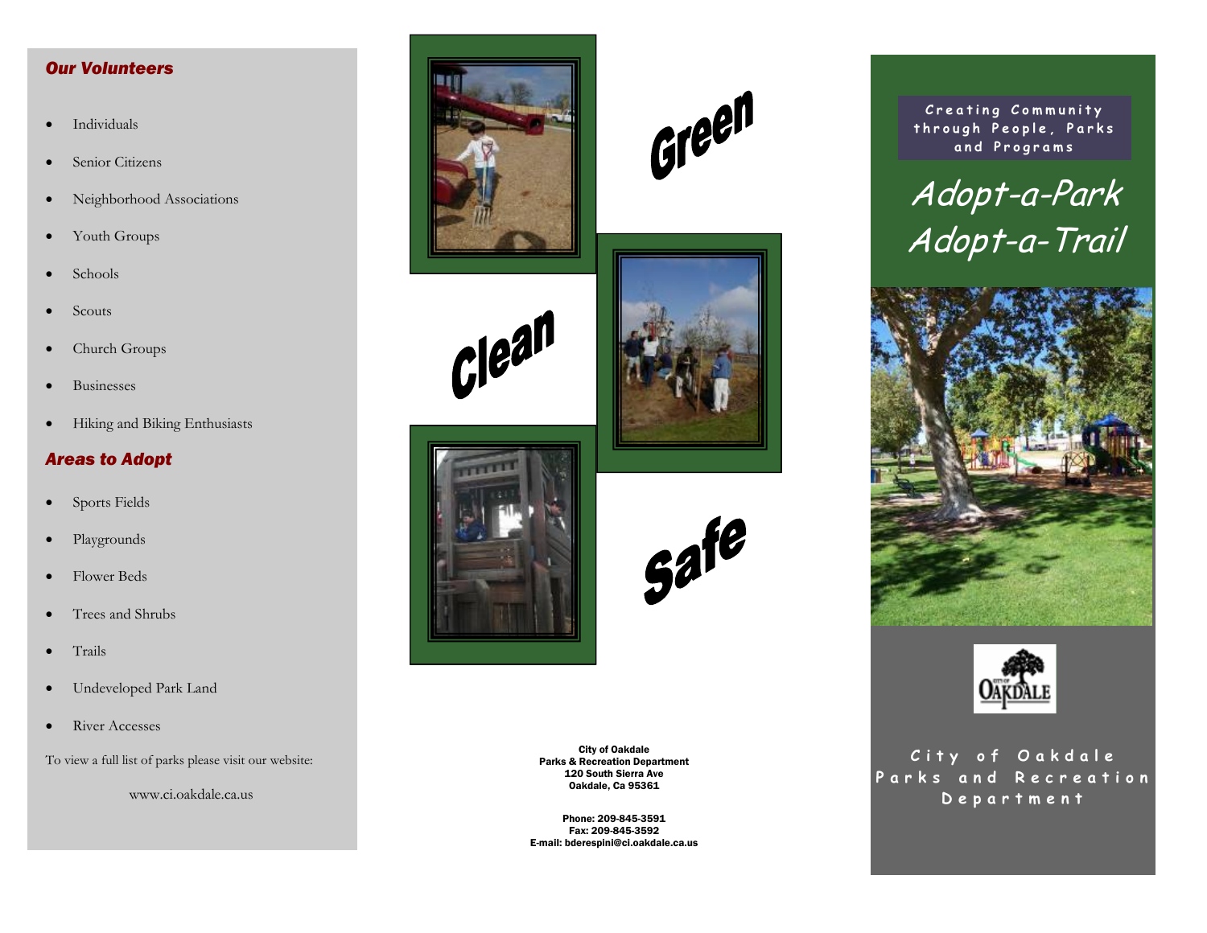### *Our Volunteers*

- Individuals
- Senior Citizens
- Neighborhood Associations
- Youth Groups
- Schools
- Scouts
- Church Groups
- Businesses
- Hiking and Biking Enthusiasts

### *Areas to Adopt*

- Sports Fields
- Playgrounds
- Flower Beds
- Trees and Shrubs
- Trails
- Undeveloped Park Land
- River Accesses

To view a full list of parks please visit our website:

www.ci.oakdale.ca.us

Green

Clean

Safe

**City of Oakdale**
**Parks & Recreation Department**
**120 South Sierra Ave**
**Oakdale, Ca 95361**

**Phone: 209-845-3591**
**Fax: 209-845-3592**
**E-mail: bderespini@ci.oakdale.ca.us**

**Creating Community through People, Parks and Programs**

# *Adopt-a-Park*
# *Adopt-a-Trail*

**City of Oakdale Parks and Recreation Department**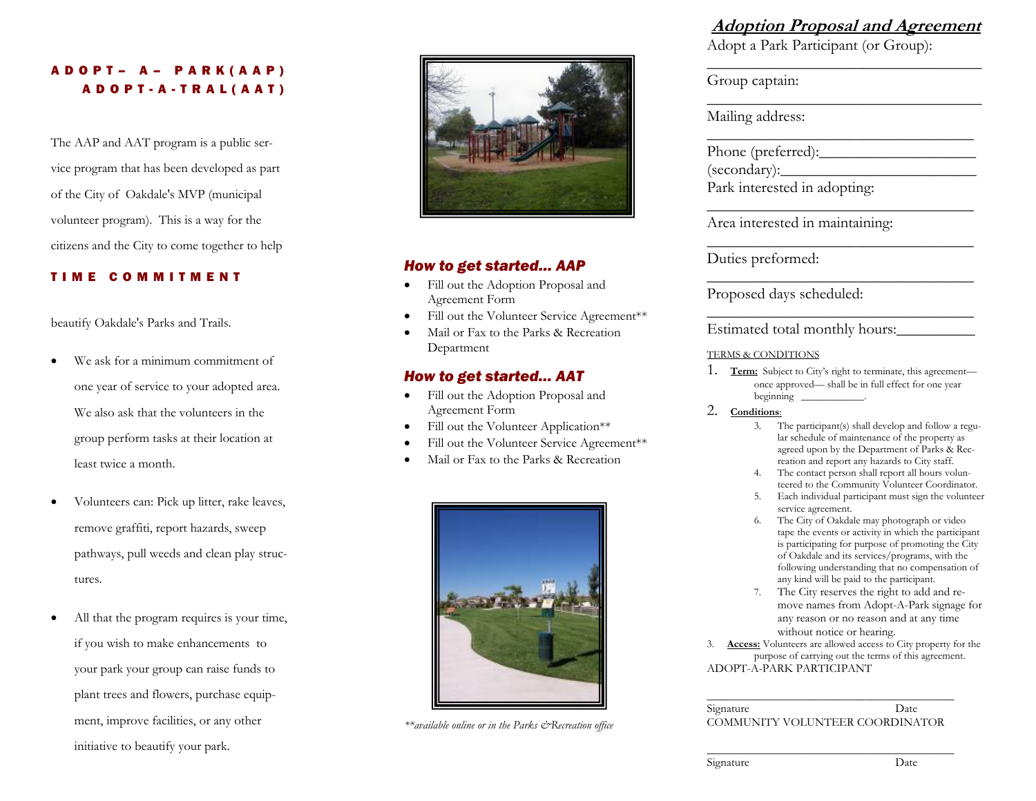**A D O P T – A – P A R K ( A A P )**
**A D O P T - A - T R A L ( A A T )**

The AAP and AAT program is a public service program that has been developed as part of the City of Oakdale's MVP (municipal volunteer program). This is a way for the citizens and the City to come together to help

**T I M E C O M M I T M E N T**

beautify Oakdale's Parks and Trails.

- We ask for a minimum commitment of one year of service to your adopted area. We also ask that the volunteers in the group perform tasks at their location at least twice a month.
- Volunteers can: Pick up litter, rake leaves, remove graffiti, report hazards, sweep pathways, pull weeds and clean play structures.
- All that the program requires is your time, if you wish to make enhancements to your park your group can raise funds to plant trees and flowers, purchase equipment, improve facilities, or any other initiative to beautify your park.

### *How to get started... AAP*

- Fill out the Adoption Proposal and Agreement Form
- Fill out the Volunteer Service Agreement**
- Mail or Fax to the Parks & Recreation Department

### *How to get started... AAT*

- Fill out the Adoption Proposal and Agreement Form
- Fill out the Volunteer Application**
- Fill out the Volunteer Service Agreement**
- Mail or Fax to the Parks & Recreation

*\*\*available online or in the Parks &Recreation office*

## *Adoption Proposal and Agreement*

Adopt a Park Participant (or Group): ____________________________________

Group captain: ____________________________________

Mailing address: ____________________________________

Phone (preferred):____________________

(secondary):________________________

Park interested in adopting: ____________________________________

Area interested in maintaining: ____________________________________

Duties preformed: ____________________________________

Proposed days scheduled: ____________________________________

Estimated total monthly hours:__________

TERMS & CONDITIONS

1. **Term:** Subject to City's right to terminate, this agreement—once approved— shall be in full effect for one year beginning ___________.
2. **Conditions**:
   3. The participant(s) shall develop and follow a regular schedule of maintenance of the property as agreed upon by the Department of Parks & Recreation and report any hazards to City staff.
   4. The contact person shall report all hours volunteered to the Community Volunteer Coordinator.
   5. Each individual participant must sign the volunteer service agreement.
   6. The City of Oakdale may photograph or video tape the events or activity in which the participant is participating for purpose of promoting the City of Oakdale and its services/programs, with the following understanding that no compensation of any kind will be paid to the participant.
   7. The City reserves the right to add and remove names from Adopt-A-Park signage for any reason or no reason and at any time without notice or hearing.
3. **Access:** Volunteers are allowed access to City property for the purpose of carrying out the terms of this agreement.

ADOPT-A-PARK PARTICIPANT

______________________________________

Signature Date

COMMUNITY VOLUNTEER COORDINATOR

______________________________________

Signature Date